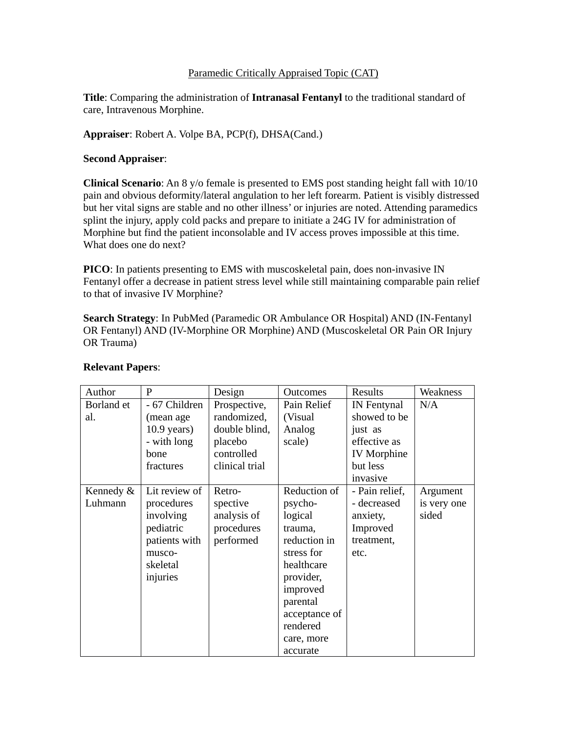<u>Paramedic Critically Appraised Topic (CAT)</u>

**Title**: Comparing the administration of **Intranasal Fentanyl** to the traditional standard of care, Intravenous Morphine.

**Appraiser**: Robert A. Volpe BA, PCP(f), DHSA(Cand.)

**Second Appraiser**:

**Clinical Scenario**: An 8 y/o female is presented to EMS post standing height fall with 10/10 pain and obvious deformity/lateral angulation to her left forearm. Patient is visibly distressed but her vital signs are stable and no other illness' or injuries are noted. Attending paramedics splint the injury, apply cold packs and prepare to initiate a 24G IV for administration of Morphine but find the patient inconsolable and IV access proves impossible at this time. What does one do next?

**PICO**: In patients presenting to EMS with muscoskeletal pain, does non-invasive IN Fentanyl offer a decrease in patient stress level while still maintaining comparable pain relief to that of invasive IV Morphine?

**Search Strategy**: In PubMed (Paramedic OR Ambulance OR Hospital) AND (IN-Fentanyl OR Fentanyl) AND (IV-Morphine OR Morphine) AND (Muscoskeletal OR Pain OR Injury OR Trauma)

**Relevant Papers**:

| Author | P | Design | Outcomes | Results | Weakness |
|---|---|---|---|---|---|
| Borland et al. | - 67 Children (mean age 10.9 years) - with long bone fractures | Prospective, randomized, double blind, placebo controlled clinical trial | Pain Relief (Visual Analog scale) | IN Fentynal showed to be just as effective as IV Morphine but less invasive | N/A |
| Kennedy & Luhmann | Lit review of procedures involving pediatric patients with musco-skeletal injuries | Retro-spective analysis of procedures performed | Reduction of psycho-logical trauma, reduction in stress for healthcare provider, improved parental acceptance of rendered care, more accurate | - Pain relief, - decreased anxiety, Improved treatment, etc. | Argument is very one sided |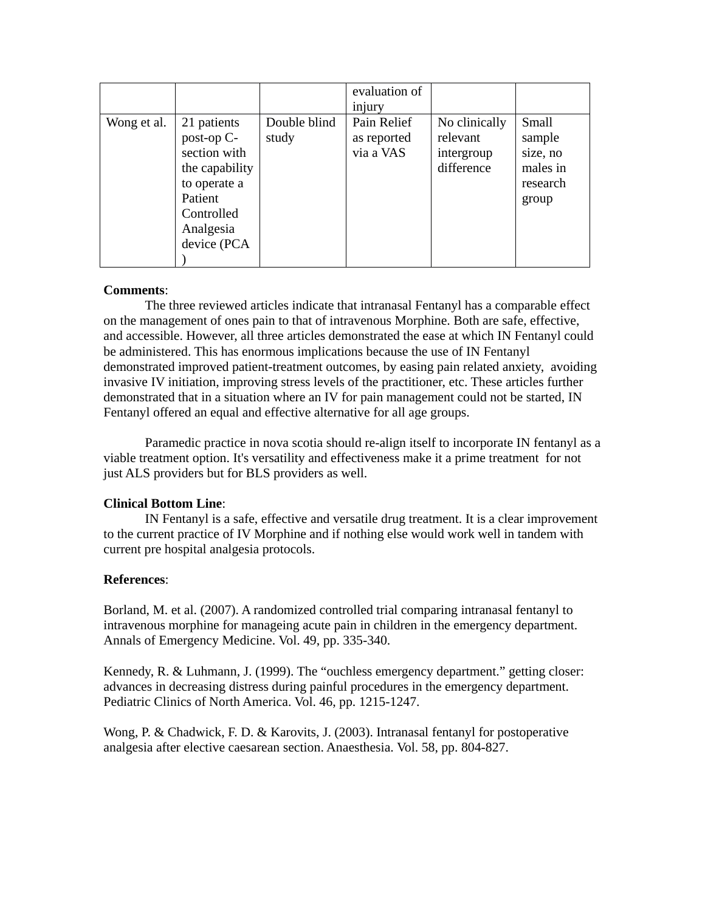| | | | | | |
|---|---|---|---|---|---|
| | | | evaluation of injury | | |
| Wong et al. | 21 patients post-op C-section with the capability to operate a Patient Controlled Analgesia device (PCA ) | Double blind study | Pain Relief as reported via a VAS | No clinically relevant intergroup difference | Small sample size, no males in research group |

**Comments**:

The three reviewed articles indicate that intranasal Fentanyl has a comparable effect on the management of ones pain to that of intravenous Morphine. Both are safe, effective, and accessible. However, all three articles demonstrated the ease at which IN Fentanyl could be administered. This has enormous implications because the use of IN Fentanyl demonstrated improved patient-treatment outcomes, by easing pain related anxiety, avoiding invasive IV initiation, improving stress levels of the practitioner, etc. These articles further demonstrated that in a situation where an IV for pain management could not be started, IN Fentanyl offered an equal and effective alternative for all age groups.

Paramedic practice in nova scotia should re-align itself to incorporate IN fentanyl as a viable treatment option. It's versatility and effectiveness make it a prime treatment for not just ALS providers but for BLS providers as well.

**Clinical Bottom Line**:

IN Fentanyl is a safe, effective and versatile drug treatment. It is a clear improvement to the current practice of IV Morphine and if nothing else would work well in tandem with current pre hospital analgesia protocols.

**References**:

Borland, M. et al. (2007). A randomized controlled trial comparing intranasal fentanyl to intravenous morphine for manageing acute pain in children in the emergency department. Annals of Emergency Medicine. Vol. 49, pp. 335-340.

Kennedy, R. & Luhmann, J. (1999). The "ouchless emergency department." getting closer: advances in decreasing distress during painful procedures in the emergency department. Pediatric Clinics of North America. Vol. 46, pp. 1215-1247.

Wong, P. & Chadwick, F. D. & Karovits, J. (2003). Intranasal fentanyl for postoperative analgesia after elective caesarean section. Anaesthesia. Vol. 58, pp. 804-827.